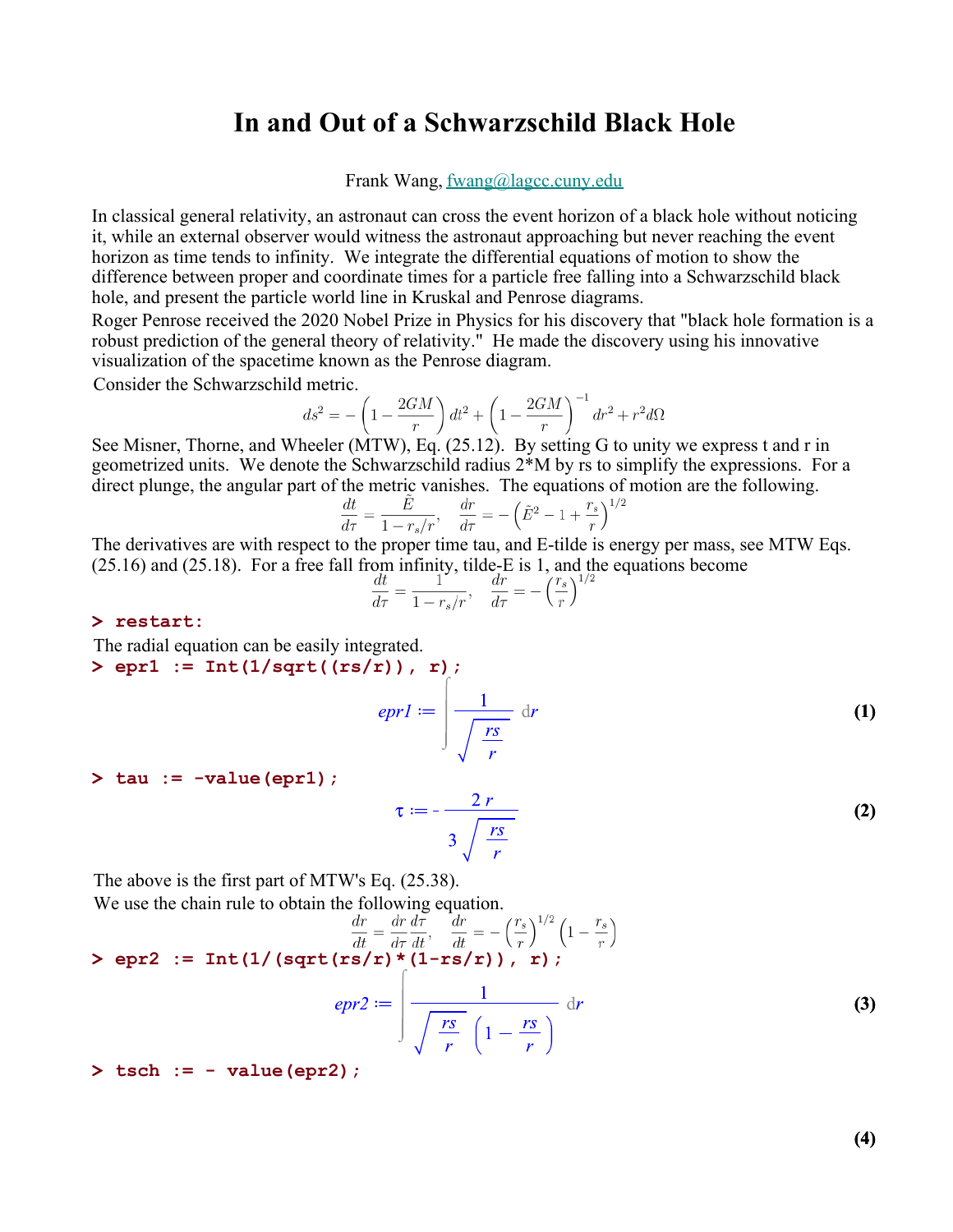# In and Out of a Schwarzschild Black Hole

Frank Wang, fwang@lagcc.cuny.edu

In classical general relativity, an astronaut can cross the event horizon of a black hole without noticing it, while an external observer would witness the astronaut approaching but never reaching the event horizon as time tends to infinity. We integrate the differential equations of motion to show the difference between proper and coordinate times for a particle free falling into a Schwarzschild black hole, and present the particle world line in Kruskal and Penrose diagrams.

Roger Penrose received the 2020 Nobel Prize in Physics for his discovery that "black hole formation is a robust prediction of the general theory of relativity." He made the discovery using his innovative visualization of the spacetime known as the Penrose diagram.

Consider the Schwarzschild metric.

$$ds^2 = -\left(1 - \frac{2GM}{r}\right)dt^2 + \left(1 - \frac{2GM}{r}\right)^{-1} dr^2 + r^2 d\Omega$$

See Misner, Thorne, and Wheeler (MTW), Eq. (25.12). By setting G to unity we express t and r in geometrized units. We denote the Schwarzschild radius 2*M by rs to simplify the expressions. For a direct plunge, the angular part of the metric vanishes. The equations of motion are the following.

$$\frac{dt}{d\tau} = \frac{\tilde{E}}{1 - r_s/r}, \quad \frac{dr}{d\tau} = -\left(\tilde{E}^2 - 1 + \frac{r_s}{r}\right)^{1/2}$$

The derivatives are with respect to the proper time tau, and E-tilde is energy per mass, see MTW Eqs. (25.16) and (25.18). For a free fall from infinity, tilde-E is 1, and the equations become

$$\frac{dt}{d\tau} = \frac{1}{1 - r_s/r}, \quad \frac{dr}{d\tau} = -\left(\frac{r_s}{r}\right)^{1/2}$$

```
> restart:
```

The radial equation can be easily integrated.

```
> epr1 := Int(1/sqrt((rs/r)), r);
```

$$epr1 := \int \frac{1}{\sqrt{\frac{rs}{r}}}\, dr \tag{1}$$

```
> tau := -value(epr1);
```

$$\tau := -\frac{2\,r}{3\sqrt{\frac{rs}{r}}} \tag{2}$$

The above is the first part of MTW's Eq. (25.38).

We use the chain rule to obtain the following equation.

$$\frac{dr}{dt} = \frac{dr}{d\tau}\frac{d\tau}{dt}, \quad \frac{dr}{dt} = -\left(\frac{r_s}{r}\right)^{1/2}\left(1 - \frac{r_s}{r}\right)$$

```
> epr2 := Int(1/(sqrt(rs/r)*(1-rs/r)), r);
```

$$epr2 := \int \frac{1}{\sqrt{\frac{rs}{r}}\left(1 - \frac{rs}{r}\right)}\, dr \tag{3}$$

```
> tsch := - value(epr2);
```

(4)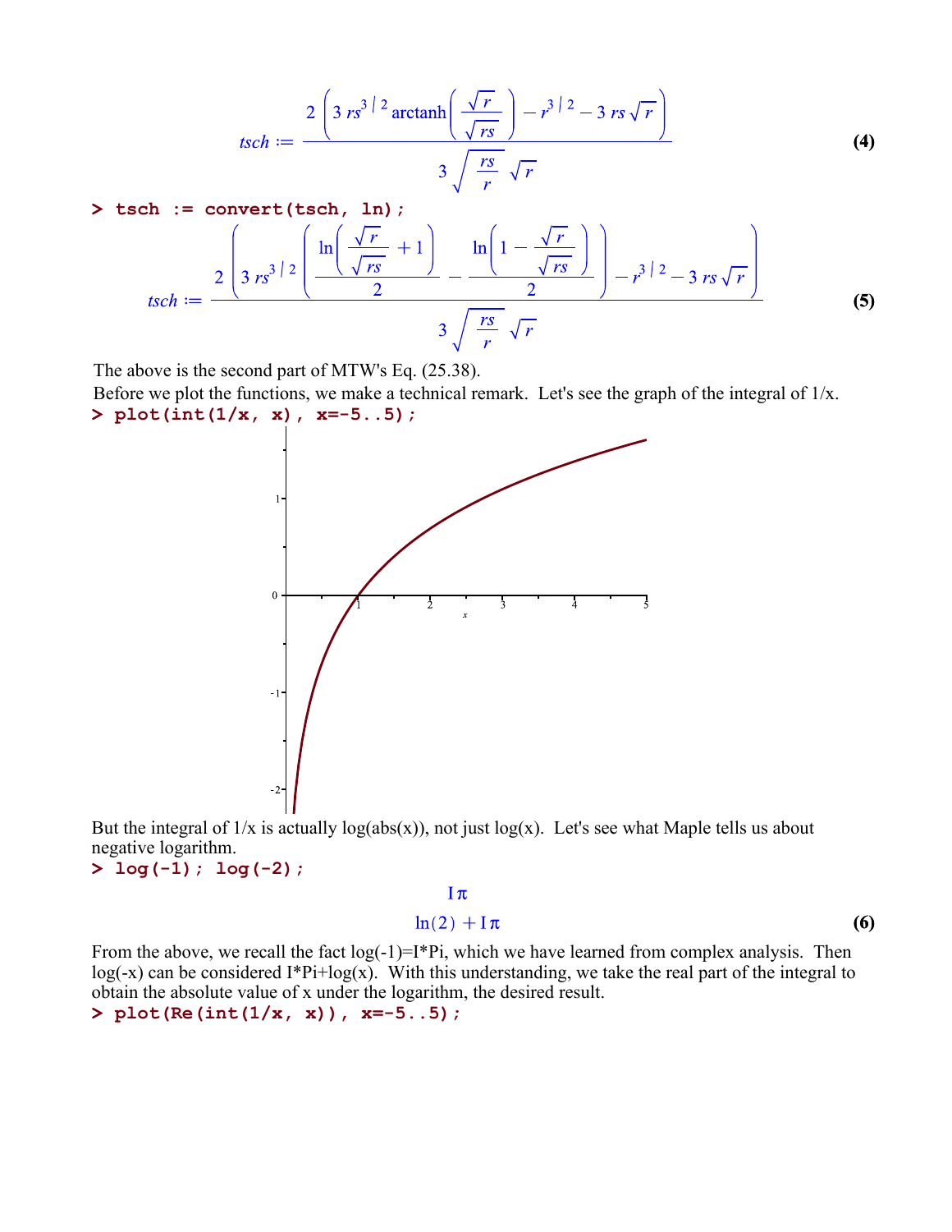$$tsch := \frac{2\left(3\, rs^{3/2} \operatorname{arctanh}\left(\frac{\sqrt{r}}{\sqrt{rs}}\right) - r^{3/2} - 3\, rs\sqrt{r}\right)}{3\sqrt{\frac{rs}{r}}\,\sqrt{r}} \tag{4}$$

```
> tsch := convert(tsch, ln);
```

$$tsch := \frac{2\left(3\, rs^{3/2}\left(\frac{\ln\left(\frac{\sqrt{r}}{\sqrt{rs}}+1\right)}{2} - \frac{\ln\left(1-\frac{\sqrt{r}}{\sqrt{rs}}\right)}{2}\right) - r^{3/2} - 3\, rs\sqrt{r}\right)}{3\sqrt{\frac{rs}{r}}\,\sqrt{r}} \tag{5}$$

The above is the second part of MTW's Eq. (25.38).

Before we plot the functions, we make a technical remark. Let's see the graph of the integral of 1/x.

```
> plot(int(1/x, x), x=-5..5);
```

1
0
-1
-2
1 2 3 4 5
x

But the integral of 1/x is actually log(abs(x)), not just log(x). Let's see what Maple tells us about negative logarithm.

```
> log(-1); log(-2);
```

$$I\pi$$

$$\ln(2) + I\pi \tag{6}$$

From the above, we recall the fact log(-1)=I*Pi, which we have learned from complex analysis. Then log(-x) can be considered I*Pi+log(x). With this understanding, we take the real part of the integral to obtain the absolute value of x under the logarithm, the desired result.

```
> plot(Re(int(1/x, x)), x=-5..5);
```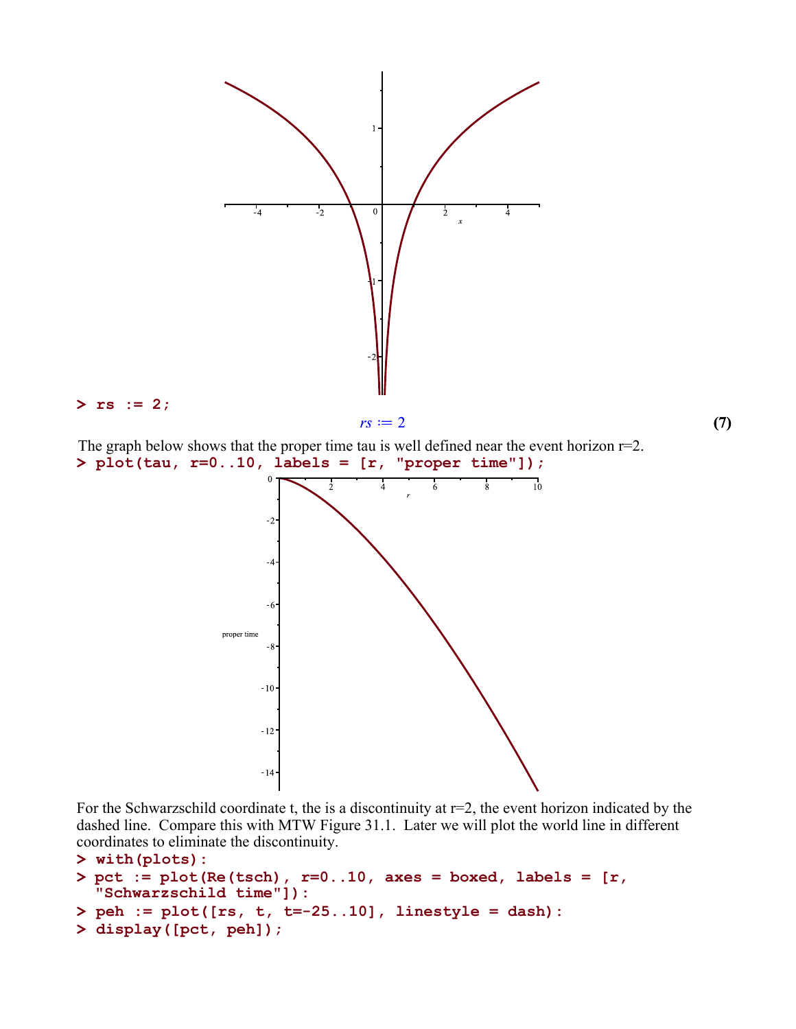1

-4

-2

0

2

4

$x$

-1

-2

```
> rs := 2;
```

$$rs := 2 \tag{7}$$

The graph below shows that the proper time tau is well defined near the event horizon r=2.

```
> plot(tau, r=0..10, labels = [r, "proper time"]);
```

0

2

4

6

8

10

$r$

-2

-4

-6

proper time

-8

-10

-12

-14

For the Schwarzschild coordinate t, the is a discontinuity at r=2, the event horizon indicated by the dashed line. Compare this with MTW Figure 31.1. Later we will plot the world line in different coordinates to eliminate the discontinuity.

```
> with(plots):
> pct := plot(Re(tsch), r=0..10, axes = boxed, labels = [r,
  "Schwarzschild time"]):
> peh := plot([rs, t, t=-25..10], linestyle = dash):
> display([pct, peh]);
```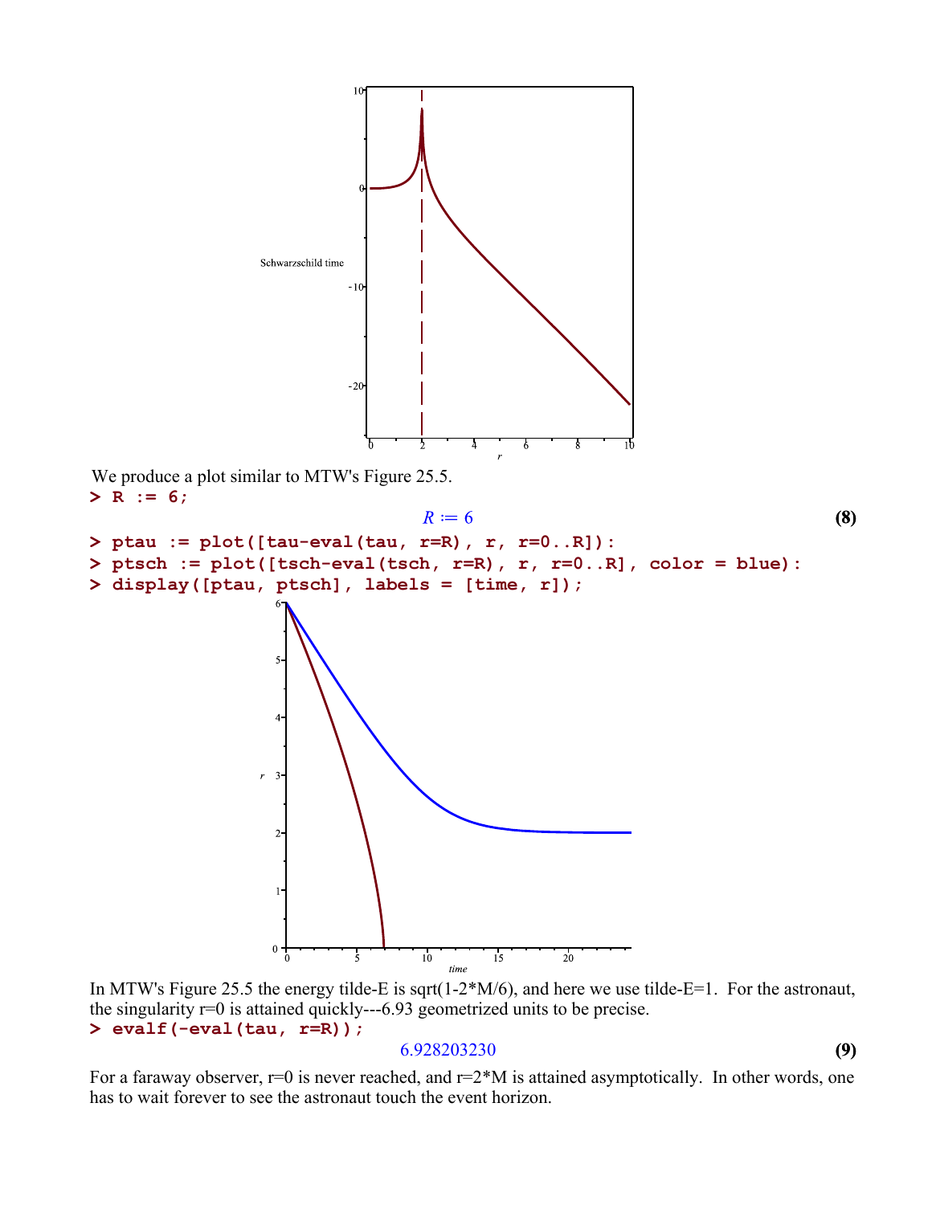Schwarzschild time

10

0

-10

-20

0 2 4 6 8 10

r

We produce a plot similar to MTW's Figure 25.5.

```
> R := 6;
```

$$R := 6 \quad \textbf{(8)}$$

```
> ptau := plot([tau-eval(tau, r=R), r, r=0..R]):
> ptsch := plot([tsch-eval(tsch, r=R), r, r=0..R], color = blue):
> display([ptau, ptsch], labels = [time, r]);
```

6

5

4

r 3

2

1

0

0 5 10 15 20

time

In MTW's Figure 25.5 the energy tilde-E is sqrt(1-2*M/6), and here we use tilde-E=1. For the astronaut, the singularity r=0 is attained quickly---6.93 geometrized units to be precise.

```
> evalf(-eval(tau, r=R));
```

$$6.928203230 \quad \textbf{(9)}$$

For a faraway observer, r=0 is never reached, and r=2*M is attained asymptotically. In other words, one has to wait forever to see the astronaut touch the event horizon.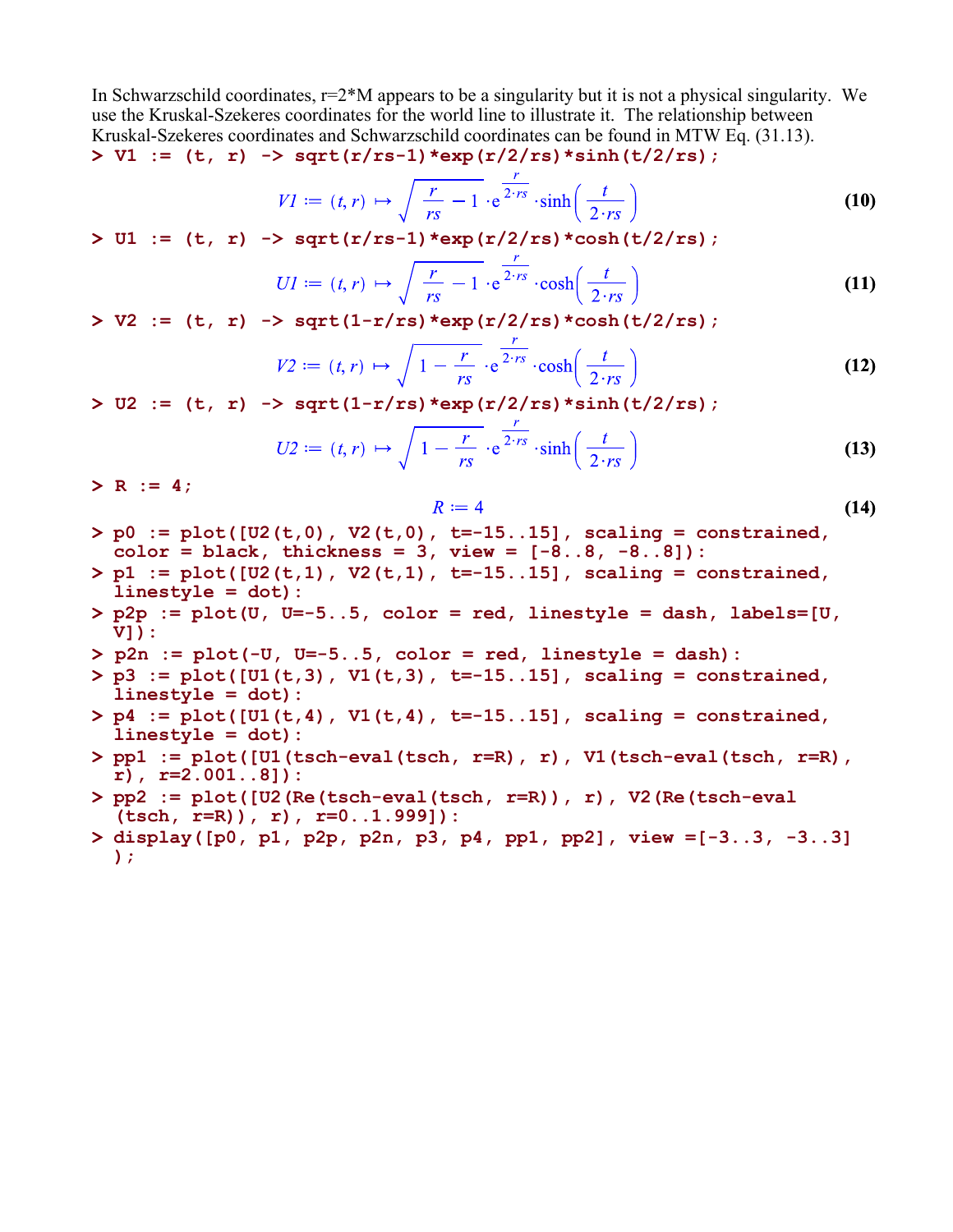In Schwarzschild coordinates, r=2*M appears to be a singularity but it is not a physical singularity. We use the Kruskal-Szekeres coordinates for the world line to illustrate it. The relationship between Kruskal-Szekeres coordinates and Schwarzschild coordinates can be found in MTW Eq. (31.13).

```
> V1 := (t, r) -> sqrt(r/rs-1)*exp(r/2/rs)*sinh(t/2/rs);
```

$$V1 := (t, r) \mapsto \sqrt{\frac{r}{rs} - 1} \cdot e^{\frac{r}{2 \cdot rs}} \cdot \sinh\left(\frac{t}{2 \cdot rs}\right) \tag{10}$$

```
> U1 := (t, r) -> sqrt(r/rs-1)*exp(r/2/rs)*cosh(t/2/rs);
```

$$U1 := (t, r) \mapsto \sqrt{\frac{r}{rs} - 1} \cdot e^{\frac{r}{2 \cdot rs}} \cdot \cosh\left(\frac{t}{2 \cdot rs}\right) \tag{11}$$

```
> V2 := (t, r) -> sqrt(1-r/rs)*exp(r/2/rs)*cosh(t/2/rs);
```

$$V2 := (t, r) \mapsto \sqrt{1 - \frac{r}{rs}} \cdot e^{\frac{r}{2 \cdot rs}} \cdot \cosh\left(\frac{t}{2 \cdot rs}\right) \tag{12}$$

```
> U2 := (t, r) -> sqrt(1-r/rs)*exp(r/2/rs)*sinh(t/2/rs);
```

$$U2 := (t, r) \mapsto \sqrt{1 - \frac{r}{rs}} \cdot e^{\frac{r}{2 \cdot rs}} \cdot \sinh\left(\frac{t}{2 \cdot rs}\right) \tag{13}$$

```
> R := 4;
```

$$R := 4 \tag{14}$$

```
> p0 := plot([U2(t,0), V2(t,0), t=-15..15], scaling = constrained,
  color = black, thickness = 3, view = [-8..8, -8..8]):
> p1 := plot([U2(t,1), V2(t,1), t=-15..15], scaling = constrained,
  linestyle = dot):
> p2p := plot(U, U=-5..5, color = red, linestyle = dash, labels=[U,
  V]):
> p2n := plot(-U, U=-5..5, color = red, linestyle = dash):
> p3 := plot([U1(t,3), V1(t,3), t=-15..15], scaling = constrained,
  linestyle = dot):
> p4 := plot([U1(t,4), V1(t,4), t=-15..15], scaling = constrained,
  linestyle = dot):
> pp1 := plot([U1(tsch-eval(tsch, r=R), r), V1(tsch-eval(tsch, r=R),
  r), r=2.001..8]):
> pp2 := plot([U2(Re(tsch-eval(tsch, r=R)), r), V2(Re(tsch-eval
  (tsch, r=R)), r), r=0..1.999]):
> display([p0, p1, p2p, p2n, p3, p4, pp1, pp2], view =[-3..3, -3..3]
  );
```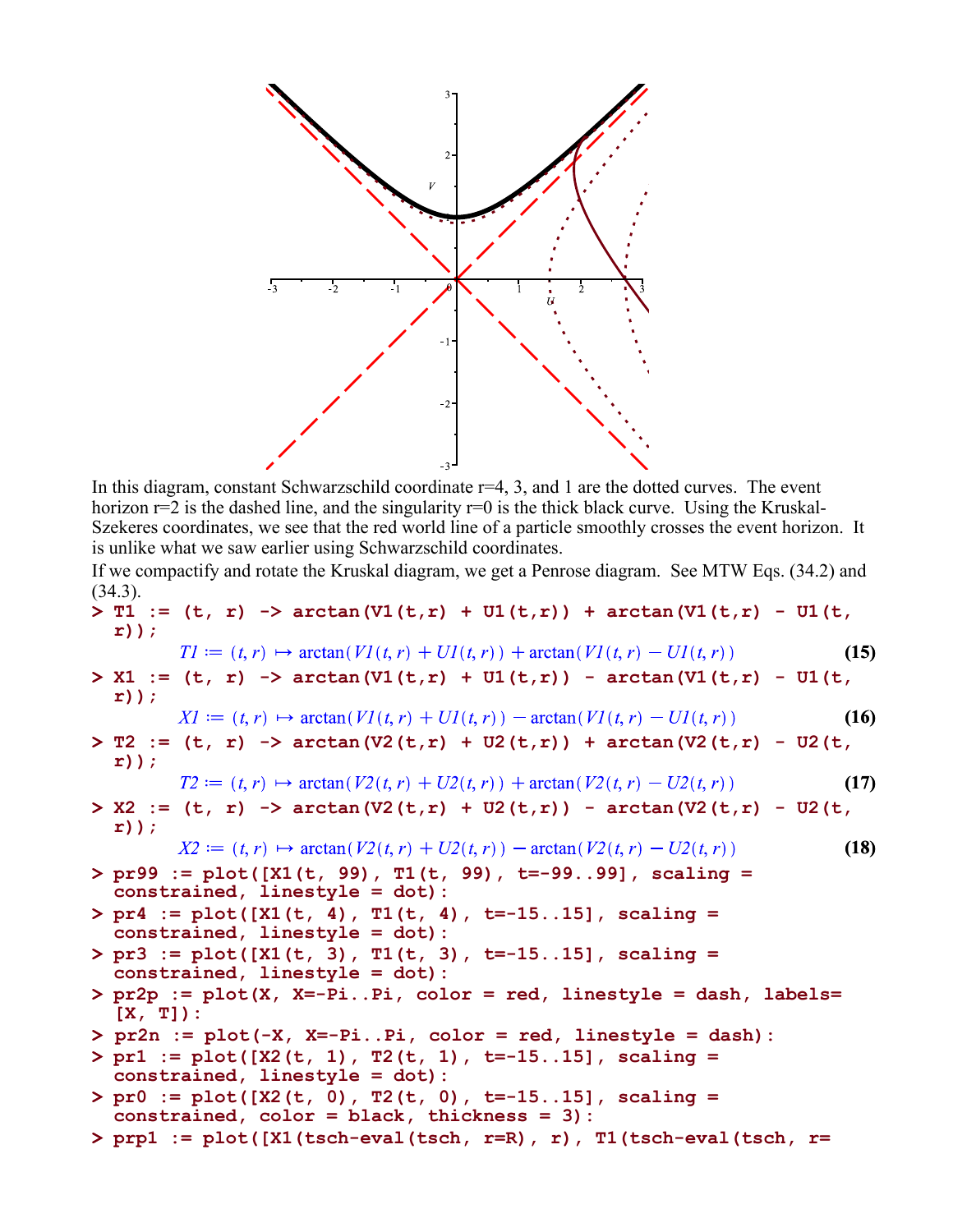3

2

V

1

-3 -2 -1 0 1 2 3

U

-1

-2

-3

In this diagram, constant Schwarzschild coordinate r=4, 3, and 1 are the dotted curves. The event horizon r=2 is the dashed line, and the singularity r=0 is the thick black curve. Using the Kruskal-Szekeres coordinates, we see that the red world line of a particle smoothly crosses the event horizon. It is unlike what we saw earlier using Schwarzschild coordinates.

If we compactify and rotate the Kruskal diagram, we get a Penrose diagram. See MTW Eqs. (34.2) and (34.3).

```
> T1 := (t, r) -> arctan(V1(t,r) + U1(t,r)) + arctan(V1(t,r) - U1(t,
  r));
```

$$T1 := (t, r) \mapsto \arctan(V1(t, r) + U1(t, r)) + \arctan(V1(t, r) - U1(t, r)) \quad \textbf{(15)}$$

```
> X1 := (t, r) -> arctan(V1(t,r) + U1(t,r)) - arctan(V1(t,r) - U1(t,
  r));
```

$$X1 := (t, r) \mapsto \arctan(V1(t, r) + U1(t, r)) - \arctan(V1(t, r) - U1(t, r)) \quad \textbf{(16)}$$

```
> T2 := (t, r) -> arctan(V2(t,r) + U2(t,r)) + arctan(V2(t,r) - U2(t,
  r));
```

$$T2 := (t, r) \mapsto \arctan(V2(t, r) + U2(t, r)) + \arctan(V2(t, r) - U2(t, r)) \quad \textbf{(17)}$$

```
> X2 := (t, r) -> arctan(V2(t,r) + U2(t,r)) - arctan(V2(t,r) - U2(t,
  r));
```

$$X2 := (t, r) \mapsto \arctan(V2(t, r) + U2(t, r)) - \arctan(V2(t, r) - U2(t, r)) \quad \textbf{(18)}$$

```
> pr99 := plot([X1(t, 99), T1(t, 99), t=-99..99], scaling =
  constrained, linestyle = dot):
> pr4 := plot([X1(t, 4), T1(t, 4), t=-15..15], scaling =
  constrained, linestyle = dot):
> pr3 := plot([X1(t, 3), T1(t, 3), t=-15..15], scaling =
  constrained, linestyle = dot):
> pr2p := plot(X, X=-Pi..Pi, color = red, linestyle = dash, labels=
  [X, T]):
> pr2n := plot(-X, X=-Pi..Pi, color = red, linestyle = dash):
> pr1 := plot([X2(t, 1), T2(t, 1), t=-15..15], scaling =
  constrained, linestyle = dot):
> pr0 := plot([X2(t, 0), T2(t, 0), t=-15..15], scaling =
  constrained, color = black, thickness = 3):
> prp1 := plot([X1(tsch-eval(tsch, r=R), r), T1(tsch-eval(tsch, r=
```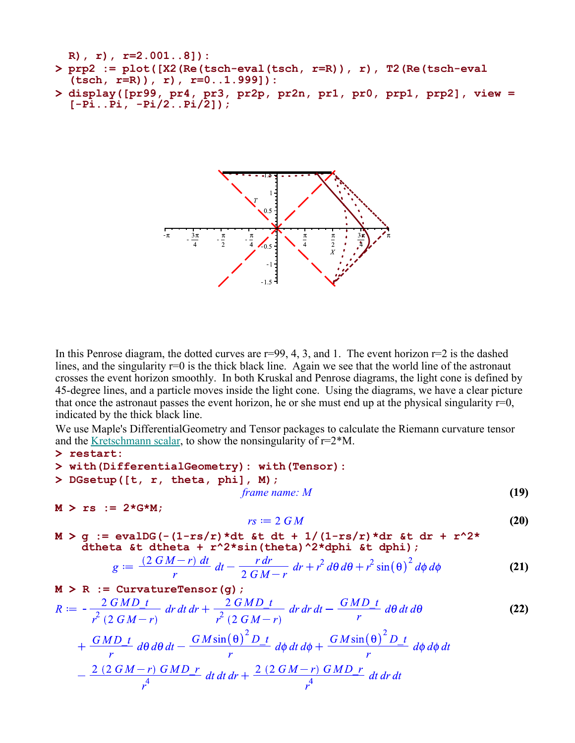```
  R), r), r=2.001..8]):
> prp2 := plot([X2(Re(tsch-eval(tsch, r=R)), r), T2(Re(tsch-eval
  (tsch, r=R)), r), r=0..1.999]):
> display([pr99, pr4, pr3, pr2p, pr2n, pr1, pr0, prp1, prp2], view =
  [-Pi..Pi, -Pi/2..Pi/2]);
```

T

X

-π  -3π/4  -π/2  -π/4  π/4  π/2  3π/4  π

1.5  1  0.5  -0.5  -1  -1.5

In this Penrose diagram, the dotted curves are r=99, 4, 3, and 1. The event horizon r=2 is the dashed lines, and the singularity r=0 is the thick black line. Again we see that the world line of the astronaut crosses the event horizon smoothly. In both Kruskal and Penrose diagrams, the light cone is defined by 45-degree lines, and a particle moves inside the light cone. Using the diagrams, we have a clear picture that once the astronaut passes the event horizon, he or she must end up at the physical singularity r=0, indicated by the thick black line.

We use Maple's DifferentialGeometry and Tensor packages to calculate the Riemann curvature tensor and the Kretschmann scalar, to show the nonsingularity of r=2*M.

```
> restart:
> with(DifferentialGeometry): with(Tensor):
> DGsetup([t, r, theta, phi], M);
```

$$\textit{frame name: M} \tag{19}$$

```
M > rs := 2*G*M;
```

$$rs := 2\,G\,M \tag{20}$$

```
M > g := evalDG(-(1-rs/r)*dt &t dt + 1/(1-rs/r)*dr &t dr + r^2*
    dtheta &t dtheta + r^2*sin(theta)^2*dphi &t dphi);
```

$$g := \frac{(2\,G\,M - r)\,dt}{r}\,dt - \frac{r\,dr}{2\,G\,M - r}\,dr + r^2\,d\theta\,d\theta + r^2\sin(\theta)^2\,d\phi\,d\phi \tag{21}$$

```
M > R := CurvatureTensor(g);
```

$$R := -\frac{2\,G\,M\,D\_t}{r^2\,(2\,G\,M - r)}\,dr\,dt\,dr + \frac{2\,G\,M\,D\_t}{r^2\,(2\,G\,M - r)}\,dr\,dr\,dt - \frac{G\,M\,D\_t}{r}\,d\theta\,dt\,d\theta$$
$$+ \frac{G\,M\,D\_t}{r}\,d\theta\,d\theta\,dt - \frac{G\,M\sin(\theta)^2\,D\_t}{r}\,d\phi\,dt\,d\phi + \frac{G\,M\sin(\theta)^2\,D\_t}{r}\,d\phi\,d\phi\,dt$$
$$- \frac{2\,(2\,G\,M - r)\,G\,M\,D\_r}{r^4}\,dt\,dt\,dr + \frac{2\,(2\,G\,M - r)\,G\,M\,D\_r}{r^4}\,dt\,dr\,dt \tag{22}$$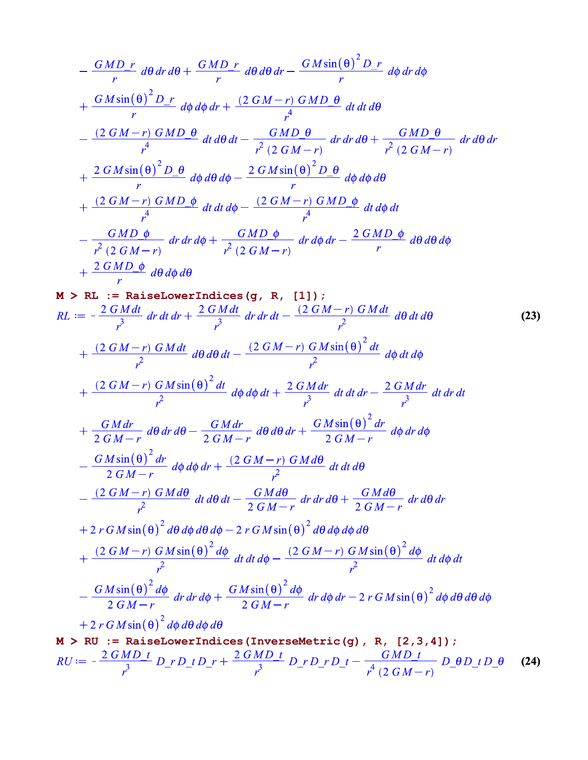$$- \frac{G M D\_r}{r} \, d\theta \, dr \, d\theta + \frac{G M D\_r}{r} \, d\theta \, d\theta \, dr - \frac{G M \sin(\theta)^2 D\_r}{r} \, d\phi \, dr \, d\phi$$

$$+ \frac{G M \sin(\theta)^2 D\_r}{r} \, d\phi \, d\phi \, dr + \frac{(2 G M - r) \, G M D\_\theta}{r^4} \, dt \, dt \, d\theta$$

$$- \frac{(2 G M - r) \, G M D\_\theta}{r^4} \, dt \, d\theta \, dt - \frac{G M D\_\theta}{r^2 \, (2 G M - r)} \, dr \, dr \, d\theta + \frac{G M D\_\theta}{r^2 \, (2 G M - r)} \, dr \, d\theta \, dr$$

$$+ \frac{2 G M \sin(\theta)^2 D\_\theta}{r} \, d\phi \, d\theta \, d\phi - \frac{2 G M \sin(\theta)^2 D\_\theta}{r} \, d\phi \, d\phi \, d\theta$$

$$+ \frac{(2 G M - r) \, G M D\_\phi}{r^4} \, dt \, dt \, d\phi - \frac{(2 G M - r) \, G M D\_\phi}{r^4} \, dt \, d\phi \, dt$$

$$- \frac{G M D\_\phi}{r^2 \, (2 G M - r)} \, dr \, dr \, d\phi + \frac{G M D\_\phi}{r^2 \, (2 G M - r)} \, dr \, d\phi \, dr - \frac{2 G M D\_\phi}{r} \, d\theta \, d\theta \, d\phi$$

$$+ \frac{2 G M D\_\phi}{r} \, d\theta \, d\phi \, d\theta$$

```
M > RL := RaiseLowerIndices(g, R, [1]);
```

$$RL := - \frac{2 G M \, dt}{r^3} \, dr \, dt \, dr + \frac{2 G M \, dt}{r^3} \, dr \, dr \, dt - \frac{(2 G M - r) \, G M \, dt}{r^2} \, d\theta \, dt \, d\theta \qquad \textbf{(23)}$$

$$+ \frac{(2 G M - r) \, G M \, dt}{r^2} \, d\theta \, d\theta \, dt - \frac{(2 G M - r) \, G M \sin(\theta)^2 \, dt}{r^2} \, d\phi \, dt \, d\phi$$

$$+ \frac{(2 G M - r) \, G M \sin(\theta)^2 \, dt}{r^2} \, d\phi \, d\phi \, dt + \frac{2 G M \, dr}{r^3} \, dt \, dt \, dr - \frac{2 G M \, dr}{r^3} \, dt \, dr \, dt$$

$$+ \frac{G M \, dr}{2 G M - r} \, d\theta \, dr \, d\theta - \frac{G M \, dr}{2 G M - r} \, d\theta \, d\theta \, dr + \frac{G M \sin(\theta)^2 \, dr}{2 G M - r} \, d\phi \, dr \, d\phi$$

$$- \frac{G M \sin(\theta)^2 \, dr}{2 G M - r} \, d\phi \, d\phi \, dr + \frac{(2 G M - r) \, G M \, d\theta}{r^2} \, dt \, dt \, d\theta$$

$$- \frac{(2 G M - r) \, G M \, d\theta}{r^2} \, dt \, d\theta \, dt - \frac{G M \, d\theta}{2 G M - r} \, dr \, dr \, d\theta + \frac{G M \, d\theta}{2 G M - r} \, dr \, d\theta \, dr$$

$$+ 2 \, r \, G M \sin(\theta)^2 \, d\theta \, d\phi \, d\theta \, d\phi - 2 \, r \, G M \sin(\theta)^2 \, d\theta \, d\phi \, d\phi \, d\theta$$

$$+ \frac{(2 G M - r) \, G M \sin(\theta)^2 \, d\phi}{r^2} \, dt \, dt \, d\phi - \frac{(2 G M - r) \, G M \sin(\theta)^2 \, d\phi}{r^2} \, dt \, d\phi \, dt$$

$$- \frac{G M \sin(\theta)^2 \, d\phi}{2 G M - r} \, dr \, dr \, d\phi + \frac{G M \sin(\theta)^2 \, d\phi}{2 G M - r} \, dr \, d\phi \, dr - 2 \, r \, G M \sin(\theta)^2 \, d\phi \, d\theta \, d\theta \, d\phi$$

$$+ 2 \, r \, G M \sin(\theta)^2 \, d\phi \, d\theta \, d\phi \, d\theta$$

```
M > RU := RaiseLowerIndices(InverseMetric(g), R, [2,3,4]);
```

$$RU := - \frac{2 G M D\_t}{r^3} \, D\_r \, D\_t \, D\_r + \frac{2 G M D\_t}{r^3} \, D\_r \, D\_r \, D\_t - \frac{G M D\_t}{r^4 \, (2 G M - r)} \, D\_\theta \, D\_t \, D\_\theta \qquad \textbf{(24)}$$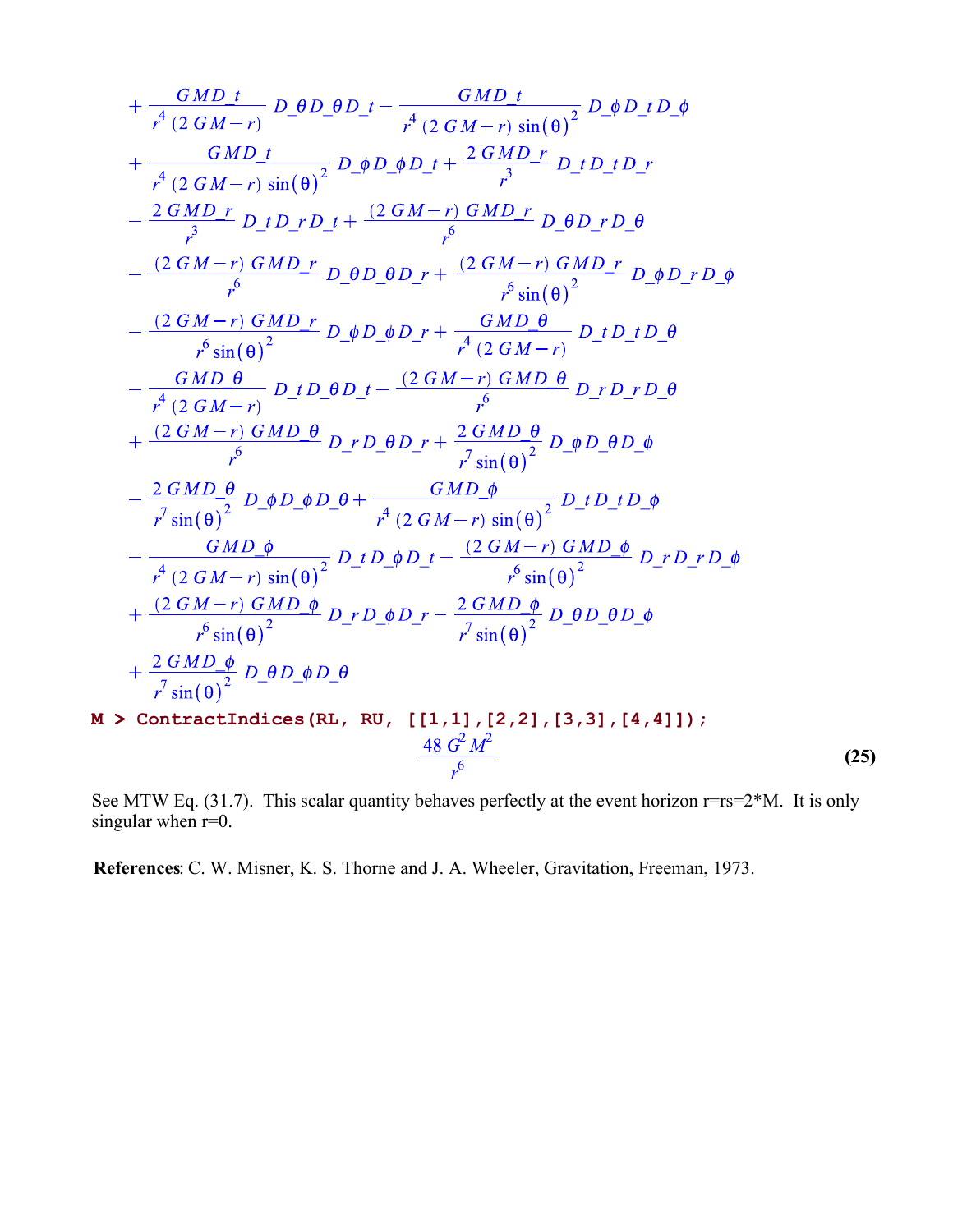$$
\begin{aligned}
&+ \frac{G M D\_t}{r^4 (2 G M - r)} D\_\theta D\_\theta D\_t - \frac{G M D\_t}{r^4 (2 G M - r) \sin(\theta)^2} D\_\phi D\_t D\_\phi \\
&+ \frac{G M D\_t}{r^4 (2 G M - r) \sin(\theta)^2} D\_\phi D\_\phi D\_t + \frac{2 G M D\_r}{r^3} D\_t D\_t D\_r \\
&- \frac{2 G M D\_r}{r^3} D\_t D\_r D\_t + \frac{(2 G M - r) G M D\_r}{r^6} D\_\theta D\_r D\_\theta \\
&- \frac{(2 G M - r) G M D\_r}{r^6} D\_\theta D\_\theta D\_r + \frac{(2 G M - r) G M D\_r}{r^6 \sin(\theta)^2} D\_\phi D\_r D\_\phi \\
&- \frac{(2 G M - r) G M D\_r}{r^6 \sin(\theta)^2} D\_\phi D\_\phi D\_r + \frac{G M D\_\theta}{r^4 (2 G M - r)} D\_t D\_t D\_\theta \\
&- \frac{G M D\_\theta}{r^4 (2 G M - r)} D\_t D\_\theta D\_t - \frac{(2 G M - r) G M D\_\theta}{r^6} D\_r D\_r D\_\theta \\
&+ \frac{(2 G M - r) G M D\_\theta}{r^6} D\_r D\_\theta D\_r + \frac{2 G M D\_\theta}{r^7 \sin(\theta)^2} D\_\phi D\_\theta D\_\phi \\
&- \frac{2 G M D\_\theta}{r^7 \sin(\theta)^2} D\_\phi D\_\phi D\_\theta + \frac{G M D\_\phi}{r^4 (2 G M - r) \sin(\theta)^2} D\_t D\_t D\_\phi \\
&- \frac{G M D\_\phi}{r^4 (2 G M - r) \sin(\theta)^2} D\_t D\_\phi D\_t - \frac{(2 G M - r) G M D\_\phi}{r^6 \sin(\theta)^2} D\_r D\_r D\_\phi \\
&+ \frac{(2 G M - r) G M D\_\phi}{r^6 \sin(\theta)^2} D\_r D\_\phi D\_r - \frac{2 G M D\_\phi}{r^7 \sin(\theta)^2} D\_\theta D\_\theta D\_\phi \\
&+ \frac{2 G M D\_\phi}{r^7 \sin(\theta)^2} D\_\theta D\_\phi D\_\theta
\end{aligned}
$$

```
M > ContractIndices(RL, RU, [[1,1],[2,2],[3,3],[4,4]]);
```

$$
\frac{48 G^2 M^2}{r^6} \qquad \textbf{(25)}
$$

See MTW Eq. (31.7). This scalar quantity behaves perfectly at the event horizon r=rs=2*M. It is only singular when r=0.

**References**: C. W. Misner, K. S. Thorne and J. A. Wheeler, Gravitation, Freeman, 1973.